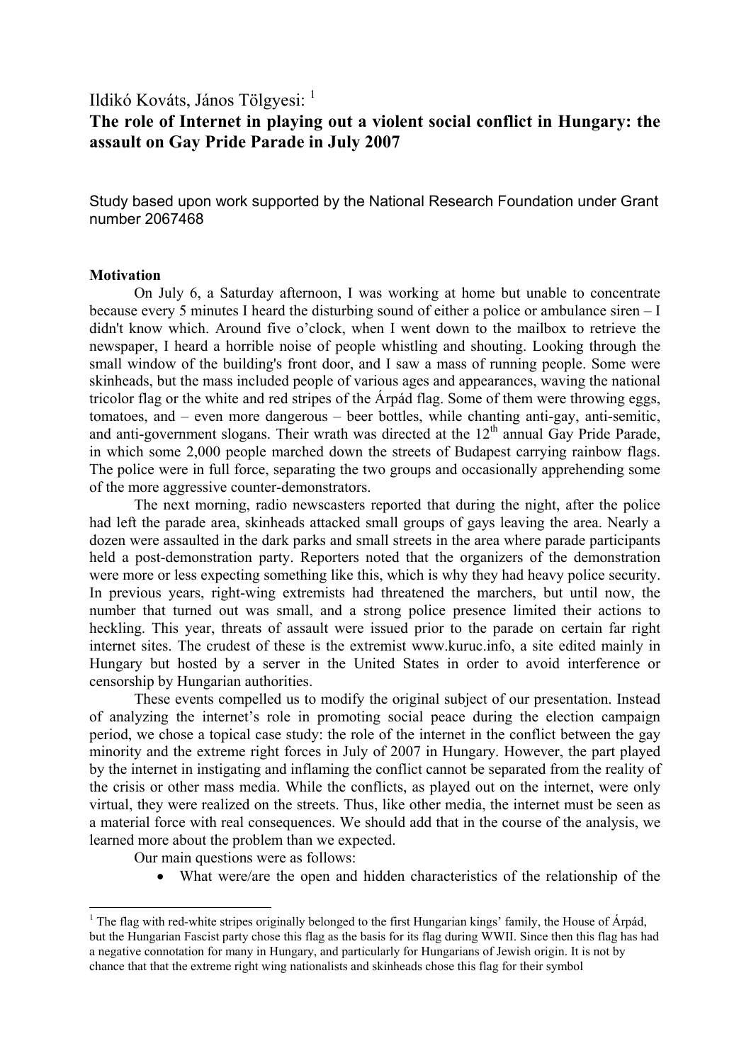Ildikó Kováts, János Tölgyesi: [1]

# The role of Internet in playing out a violent social conflict in Hungary: the assault on Gay Pride Parade in July 2007

Study based upon work supported by the National Research Foundation under Grant number 2067468

**Motivation**

On July 6, a Saturday afternoon, I was working at home but unable to concentrate because every 5 minutes I heard the disturbing sound of either a police or ambulance siren – I didn't know which. Around five o'clock, when I went down to the mailbox to retrieve the newspaper, I heard a horrible noise of people whistling and shouting. Looking through the small window of the building's front door, and I saw a mass of running people. Some were skinheads, but the mass included people of various ages and appearances, waving the national tricolor flag or the white and red stripes of the Árpád flag. Some of them were throwing eggs, tomatoes, and – even more dangerous – beer bottles, while chanting anti-gay, anti-semitic, and anti-government slogans. Their wrath was directed at the 12th annual Gay Pride Parade, in which some 2,000 people marched down the streets of Budapest carrying rainbow flags. The police were in full force, separating the two groups and occasionally apprehending some of the more aggressive counter-demonstrators.

The next morning, radio newscasters reported that during the night, after the police had left the parade area, skinheads attacked small groups of gays leaving the area. Nearly a dozen were assaulted in the dark parks and small streets in the area where parade participants held a post-demonstration party. Reporters noted that the organizers of the demonstration were more or less expecting something like this, which is why they had heavy police security. In previous years, right-wing extremists had threatened the marchers, but until now, the number that turned out was small, and a strong police presence limited their actions to heckling. This year, threats of assault were issued prior to the parade on certain far right internet sites. The crudest of these is the extremist www.kuruc.info, a site edited mainly in Hungary but hosted by a server in the United States in order to avoid interference or censorship by Hungarian authorities.

These events compelled us to modify the original subject of our presentation. Instead of analyzing the internet's role in promoting social peace during the election campaign period, we chose a topical case study: the role of the internet in the conflict between the gay minority and the extreme right forces in July of 2007 in Hungary. However, the part played by the internet in instigating and inflaming the conflict cannot be separated from the reality of the crisis or other mass media. While the conflicts, as played out on the internet, were only virtual, they were realized on the streets. Thus, like other media, the internet must be seen as a material force with real consequences. We should add that in the course of the analysis, we learned more about the problem than we expected.

Our main questions were as follows:

- What were/are the open and hidden characteristics of the relationship of the

---

[1] The flag with red-white stripes originally belonged to the first Hungarian kings' family, the House of Árpád, but the Hungarian Fascist party chose this flag as the basis for its flag during WWII. Since then this flag has had a negative connotation for many in Hungary, and particularly for Hungarians of Jewish origin. It is not by chance that that the extreme right wing nationalists and skinheads chose this flag for their symbol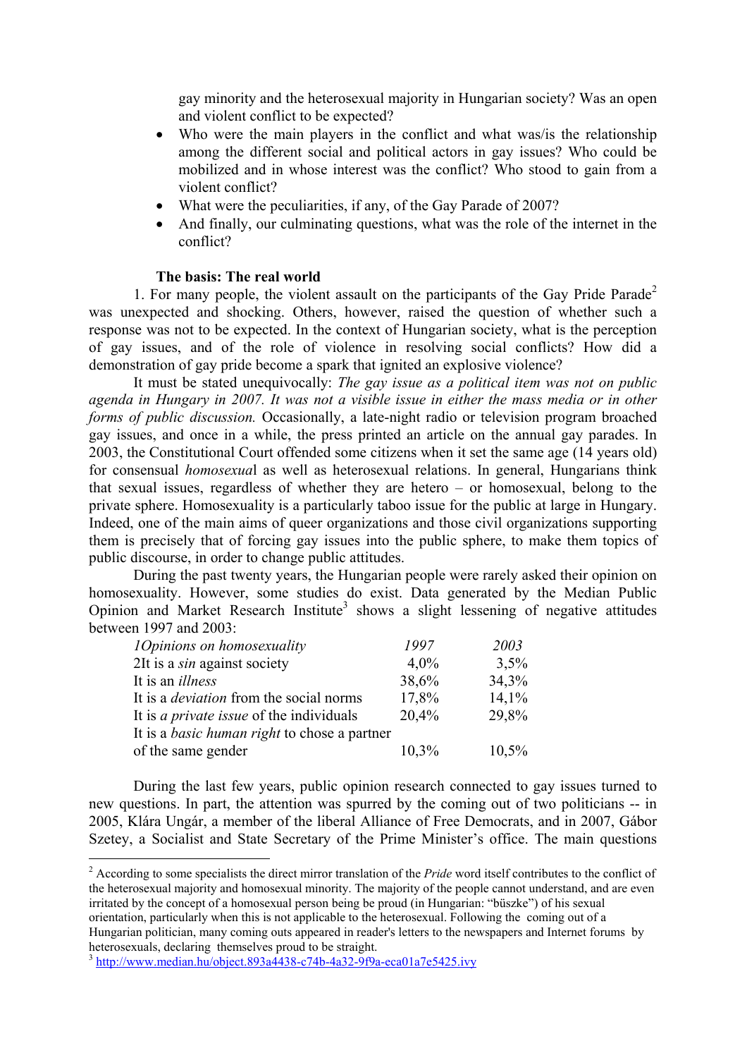gay minority and the heterosexual majority in Hungarian society? Was an open and violent conflict to be expected?

- Who were the main players in the conflict and what was/is the relationship among the different social and political actors in gay issues? Who could be mobilized and in whose interest was the conflict? Who stood to gain from a violent conflict?
- What were the peculiarities, if any, of the Gay Parade of 2007?
- And finally, our culminating questions, what was the role of the internet in the conflict?

### The basis: The real world

1. For many people, the violent assault on the participants of the Gay Pride Parade[2] was unexpected and shocking. Others, however, raised the question of whether such a response was not to be expected. In the context of Hungarian society, what is the perception of gay issues, and of the role of violence in resolving social conflicts? How did a demonstration of gay pride become a spark that ignited an explosive violence?

It must be stated unequivocally: *The gay issue as a political item was not on public agenda in Hungary in 2007. It was not a visible issue in either the mass media or in other forms of public discussion.* Occasionally, a late-night radio or television program broached gay issues, and once in a while, the press printed an article on the annual gay parades. In 2003, the Constitutional Court offended some citizens when it set the same age (14 years old) for consensual *homosexua*l as well as heterosexual relations. In general, Hungarians think that sexual issues, regardless of whether they are hetero – or homosexual, belong to the private sphere. Homosexuality is a particularly taboo issue for the public at large in Hungary. Indeed, one of the main aims of queer organizations and those civil organizations supporting them is precisely that of forcing gay issues into the public sphere, to make them topics of public discourse, in order to change public attitudes.

During the past twenty years, the Hungarian people were rarely asked their opinion on homosexuality. However, some studies do exist. Data generated by the Median Public Opinion and Market Research Institute[3] shows a slight lessening of negative attitudes between 1997 and 2003:

| *1Opinions on homosexuality* | *1997* | *2003* |
|---|---|---|
| 2It is a *sin* against society | 4,0% | 3,5% |
| It is an *illness* | 38,6% | 34,3% |
| It is a *deviation* from the social norms | 17,8% | 14,1% |
| It is *a private issue* of the individuals | 20,4% | 29,8% |
| It is a *basic human right* to chose a partner of the same gender | 10,3% | 10,5% |

During the last few years, public opinion research connected to gay issues turned to new questions. In part, the attention was spurred by the coming out of two politicians -- in 2005, Klára Ungár, a member of the liberal Alliance of Free Democrats, and in 2007, Gábor Szetey, a Socialist and State Secretary of the Prime Minister's office. The main questions

---

[2] According to some specialists the direct mirror translation of the *Pride* word itself contributes to the conflict of the heterosexual majority and homosexual minority. The majority of the people cannot understand, and are even irritated by the concept of a homosexual person being be proud (in Hungarian: "büszke") of his sexual orientation, particularly when this is not applicable to the heterosexual. Following the coming out of a Hungarian politician, many coming outs appeared in reader's letters to the newspapers and Internet forums by heterosexuals, declaring themselves proud to be straight.

[3] http://www.median.hu/object.893a4438-c74b-4a32-9f9a-eca01a7e5425.ivy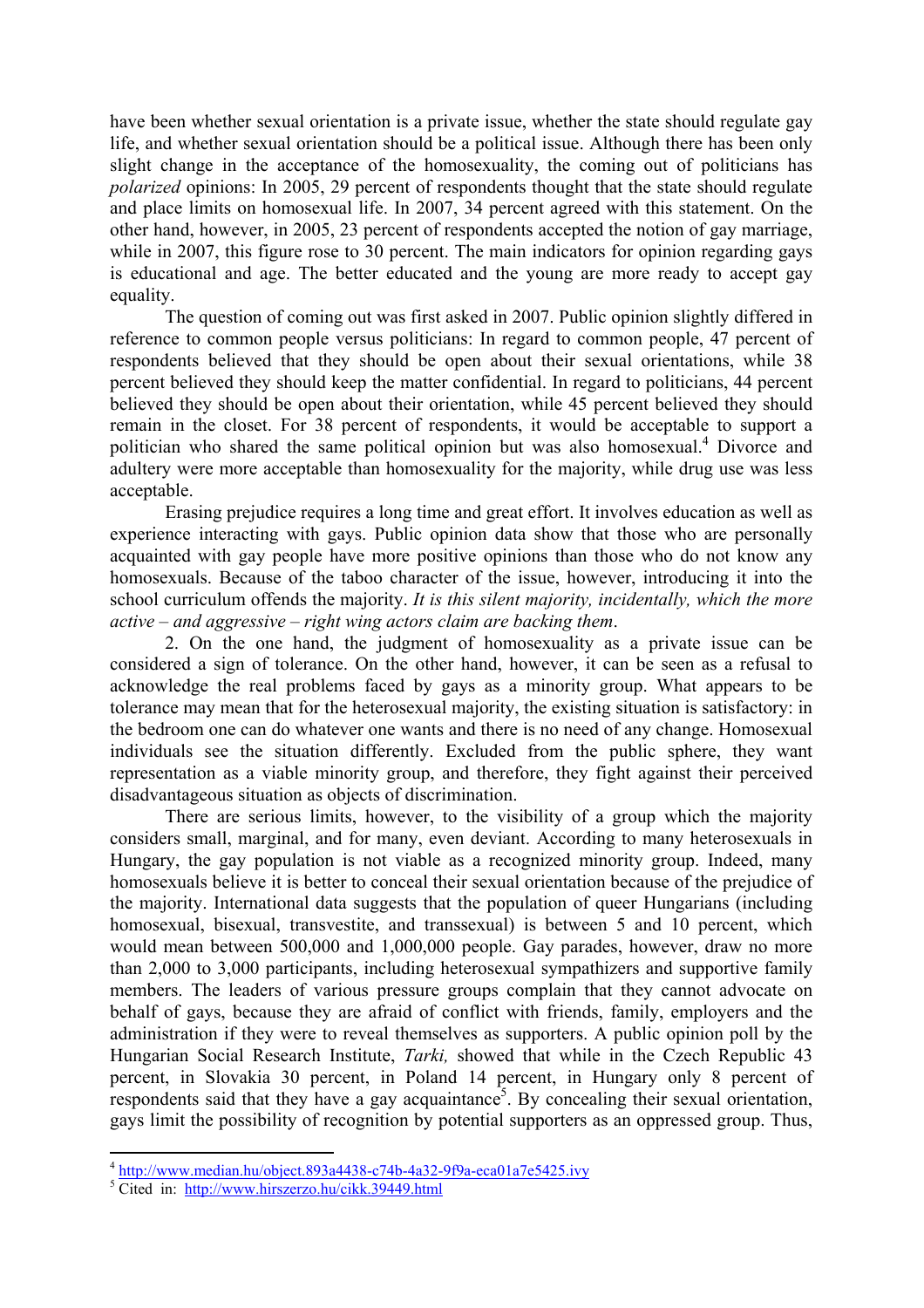have been whether sexual orientation is a private issue, whether the state should regulate gay life, and whether sexual orientation should be a political issue. Although there has been only slight change in the acceptance of the homosexuality, the coming out of politicians has *polarized* opinions: In 2005, 29 percent of respondents thought that the state should regulate and place limits on homosexual life. In 2007, 34 percent agreed with this statement. On the other hand, however, in 2005, 23 percent of respondents accepted the notion of gay marriage, while in 2007, this figure rose to 30 percent. The main indicators for opinion regarding gays is educational and age. The better educated and the young are more ready to accept gay equality.

The question of coming out was first asked in 2007. Public opinion slightly differed in reference to common people versus politicians: In regard to common people, 47 percent of respondents believed that they should be open about their sexual orientations, while 38 percent believed they should keep the matter confidential. In regard to politicians, 44 percent believed they should be open about their orientation, while 45 percent believed they should remain in the closet. For 38 percent of respondents, it would be acceptable to support a politician who shared the same political opinion but was also homosexual.[4] Divorce and adultery were more acceptable than homosexuality for the majority, while drug use was less acceptable.

Erasing prejudice requires a long time and great effort. It involves education as well as experience interacting with gays. Public opinion data show that those who are personally acquainted with gay people have more positive opinions than those who do not know any homosexuals. Because of the taboo character of the issue, however, introducing it into the school curriculum offends the majority. *It is this silent majority, incidentally, which the more active – and aggressive – right wing actors claim are backing them*.

2. On the one hand, the judgment of homosexuality as a private issue can be considered a sign of tolerance. On the other hand, however, it can be seen as a refusal to acknowledge the real problems faced by gays as a minority group. What appears to be tolerance may mean that for the heterosexual majority, the existing situation is satisfactory: in the bedroom one can do whatever one wants and there is no need of any change. Homosexual individuals see the situation differently. Excluded from the public sphere, they want representation as a viable minority group, and therefore, they fight against their perceived disadvantageous situation as objects of discrimination.

There are serious limits, however, to the visibility of a group which the majority considers small, marginal, and for many, even deviant. According to many heterosexuals in Hungary, the gay population is not viable as a recognized minority group. Indeed, many homosexuals believe it is better to conceal their sexual orientation because of the prejudice of the majority. International data suggests that the population of queer Hungarians (including homosexual, bisexual, transvestite, and transsexual) is between 5 and 10 percent, which would mean between 500,000 and 1,000,000 people. Gay parades, however, draw no more than 2,000 to 3,000 participants, including heterosexual sympathizers and supportive family members. The leaders of various pressure groups complain that they cannot advocate on behalf of gays, because they are afraid of conflict with friends, family, employers and the administration if they were to reveal themselves as supporters. A public opinion poll by the Hungarian Social Research Institute, *Tarki,* showed that while in the Czech Republic 43 percent, in Slovakia 30 percent, in Poland 14 percent, in Hungary only 8 percent of respondents said that they have a gay acquaintance[5]. By concealing their sexual orientation, gays limit the possibility of recognition by potential supporters as an oppressed group. Thus,

---

[4] http://www.median.hu/object.893a4438-c74b-4a32-9f9a-eca01a7e5425.ivy

[5] Cited in: http://www.hirszerzo.hu/cikk.39449.html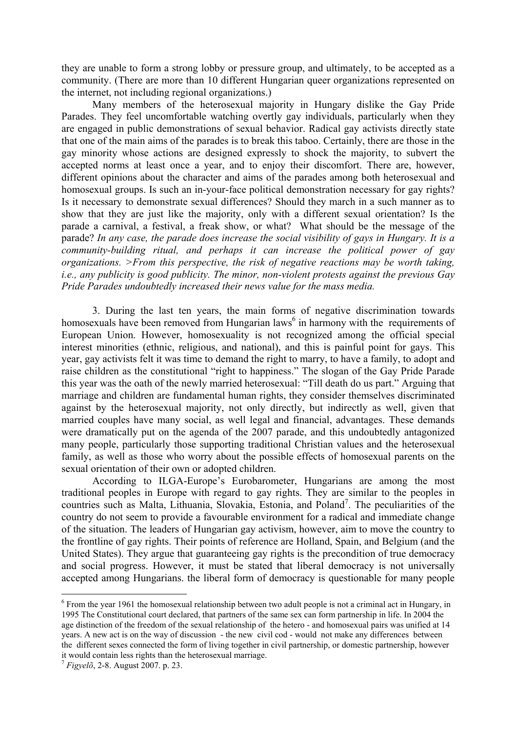they are unable to form a strong lobby or pressure group, and ultimately, to be accepted as a community. (There are more than 10 different Hungarian queer organizations represented on the internet, not including regional organizations.)

Many members of the heterosexual majority in Hungary dislike the Gay Pride Parades. They feel uncomfortable watching overtly gay individuals, particularly when they are engaged in public demonstrations of sexual behavior. Radical gay activists directly state that one of the main aims of the parades is to break this taboo. Certainly, there are those in the gay minority whose actions are designed expressly to shock the majority, to subvert the accepted norms at least once a year, and to enjoy their discomfort. There are, however, different opinions about the character and aims of the parades among both heterosexual and homosexual groups. Is such an in-your-face political demonstration necessary for gay rights? Is it necessary to demonstrate sexual differences? Should they march in a such manner as to show that they are just like the majority, only with a different sexual orientation? Is the parade a carnival, a festival, a freak show, or what? What should be the message of the parade? *In any case, the parade does increase the social visibility of gays in Hungary. It is a community-building ritual, and perhaps it can increase the political power of gay organizations. >From this perspective, the risk of negative reactions may be worth taking, i.e., any publicity is good publicity. The minor, non-violent protests against the previous Gay Pride Parades undoubtedly increased their news value for the mass media.*

3. During the last ten years, the main forms of negative discrimination towards homosexuals have been removed from Hungarian laws[6] in harmony with the requirements of European Union. However, homosexuality is not recognized among the official special interest minorities (ethnic, religious, and national), and this is painful point for gays. This year, gay activists felt it was time to demand the right to marry, to have a family, to adopt and raise children as the constitutional "right to happiness." The slogan of the Gay Pride Parade this year was the oath of the newly married heterosexual: "Till death do us part." Arguing that marriage and children are fundamental human rights, they consider themselves discriminated against by the heterosexual majority, not only directly, but indirectly as well, given that married couples have many social, as well legal and financial, advantages. These demands were dramatically put on the agenda of the 2007 parade, and this undoubtedly antagonized many people, particularly those supporting traditional Christian values and the heterosexual family, as well as those who worry about the possible effects of homosexual parents on the sexual orientation of their own or adopted children.

According to ILGA-Europe's Eurobarometer, Hungarians are among the most traditional peoples in Europe with regard to gay rights. They are similar to the peoples in countries such as Malta, Lithuania, Slovakia, Estonia, and Poland[7]. The peculiarities of the country do not seem to provide a favourable environment for a radical and immediate change of the situation. The leaders of Hungarian gay activism, however, aim to move the country to the frontline of gay rights. Their points of reference are Holland, Spain, and Belgium (and the United States). They argue that guaranteeing gay rights is the precondition of true democracy and social progress. However, it must be stated that liberal democracy is not universally accepted among Hungarians. the liberal form of democracy is questionable for many people

[6] From the year 1961 the homosexual relationship between two adult people is not a criminal act in Hungary, in 1995 The Constitutional court declared, that partners of the same sex can form partnership in life. In 2004 the age distinction of the freedom of the sexual relationship of the hetero - and homosexual pairs was unified at 14 years. A new act is on the way of discussion - the new civil cod - would not make any differences between the different sexes connected the form of living together in civil partnership, or domestic partnership, however it would contain less rights than the heterosexual marriage.

[7] *Figyelõ*, 2-8. August 2007. p. 23.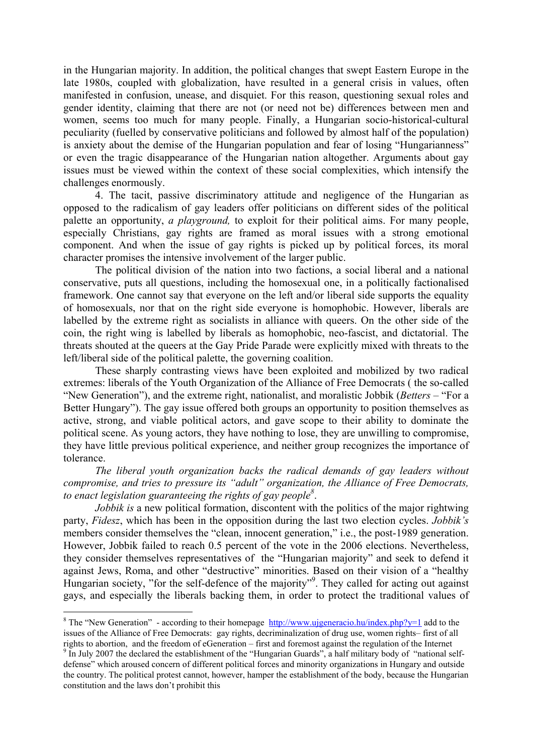in the Hungarian majority. In addition, the political changes that swept Eastern Europe in the late 1980s, coupled with globalization, have resulted in a general crisis in values, often manifested in confusion, unease, and disquiet. For this reason, questioning sexual roles and gender identity, claiming that there are not (or need not be) differences between men and women, seems too much for many people. Finally, a Hungarian socio-historical-cultural peculiarity (fuelled by conservative politicians and followed by almost half of the population) is anxiety about the demise of the Hungarian population and fear of losing "Hungarianness" or even the tragic disappearance of the Hungarian nation altogether. Arguments about gay issues must be viewed within the context of these social complexities, which intensify the challenges enormously.

4. The tacit, passive discriminatory attitude and negligence of the Hungarian as opposed to the radicalism of gay leaders offer politicians on different sides of the political palette an opportunity, *a playground,* to exploit for their political aims. For many people, especially Christians, gay rights are framed as moral issues with a strong emotional component. And when the issue of gay rights is picked up by political forces, its moral character promises the intensive involvement of the larger public.

The political division of the nation into two factions, a social liberal and a national conservative, puts all questions, including the homosexual one, in a politically factionalised framework. One cannot say that everyone on the left and/or liberal side supports the equality of homosexuals, nor that on the right side everyone is homophobic. However, liberals are labelled by the extreme right as socialists in alliance with queers. On the other side of the coin, the right wing is labelled by liberals as homophobic, neo-fascist, and dictatorial. The threats shouted at the queers at the Gay Pride Parade were explicitly mixed with threats to the left/liberal side of the political palette, the governing coalition.

These sharply contrasting views have been exploited and mobilized by two radical extremes: liberals of the Youth Organization of the Alliance of Free Democrats ( the so-called "New Generation"), and the extreme right, nationalist, and moralistic Jobbik (*Betters* – "For a Better Hungary"). The gay issue offered both groups an opportunity to position themselves as active, strong, and viable political actors, and gave scope to their ability to dominate the political scene. As young actors, they have nothing to lose, they are unwilling to compromise, they have little previous political experience, and neither group recognizes the importance of tolerance.

*The liberal youth organization backs the radical demands of gay leaders without compromise, and tries to pressure its "adult" organization, the Alliance of Free Democrats, to enact legislation guaranteeing the rights of gay people*[8].

*Jobbik is* a new political formation, discontent with the politics of the major rightwing party, *Fidesz*, which has been in the opposition during the last two election cycles. *Jobbik's* members consider themselves the "clean, innocent generation," i.e., the post-1989 generation. However, Jobbik failed to reach 0.5 percent of the vote in the 2006 elections. Nevertheless, they consider themselves representatives of the "Hungarian majority" and seek to defend it against Jews, Roma, and other "destructive" minorities. Based on their vision of a "healthy Hungarian society, "for the self-defence of the majority"[9]. They called for acting out against gays, and especially the liberals backing them, in order to protect the traditional values of

---

[8] The "New Generation" - according to their homepage http://www.ujgeneracio.hu/index.php?y=1 add to the issues of the Alliance of Free Democrats: gay rights, decriminalization of drug use, women rights– first of all rights to abortion, and the freedom of eGeneration – first and foremost against the regulation of the Internet

[9] In July 2007 the declared the establishment of the "Hungarian Guards", a half military body of "national self-defense" which aroused concern of different political forces and minority organizations in Hungary and outside the country. The political protest cannot, however, hamper the establishment of the body, because the Hungarian constitution and the laws don't prohibit this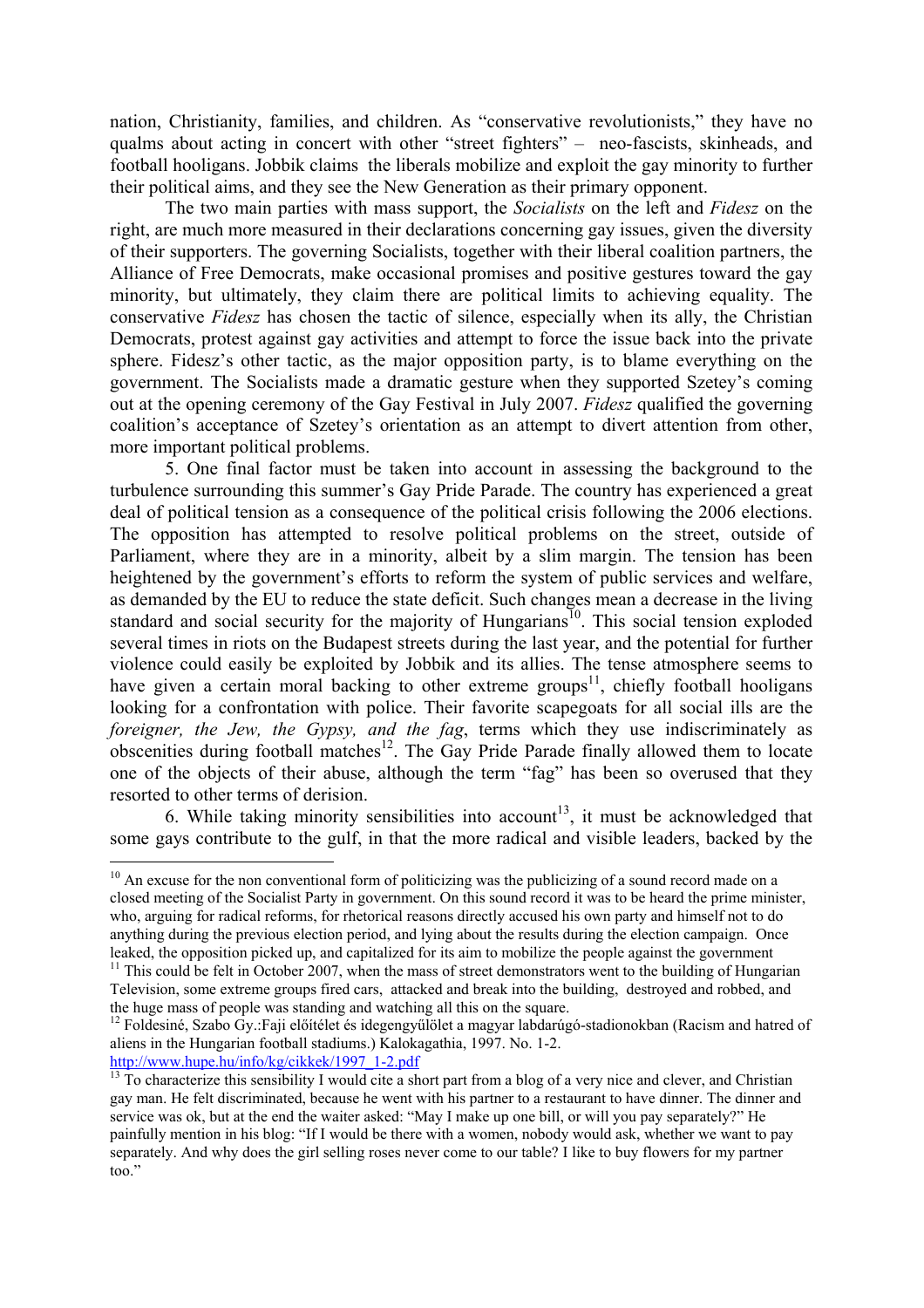nation, Christianity, families, and children. As "conservative revolutionists," they have no qualms about acting in concert with other "street fighters" – neo-fascists, skinheads, and football hooligans. Jobbik claims the liberals mobilize and exploit the gay minority to further their political aims, and they see the New Generation as their primary opponent.

The two main parties with mass support, the *Socialists* on the left and *Fidesz* on the right, are much more measured in their declarations concerning gay issues, given the diversity of their supporters. The governing Socialists, together with their liberal coalition partners, the Alliance of Free Democrats, make occasional promises and positive gestures toward the gay minority, but ultimately, they claim there are political limits to achieving equality. The conservative *Fidesz* has chosen the tactic of silence, especially when its ally, the Christian Democrats, protest against gay activities and attempt to force the issue back into the private sphere. Fidesz's other tactic, as the major opposition party, is to blame everything on the government. The Socialists made a dramatic gesture when they supported Szetey's coming out at the opening ceremony of the Gay Festival in July 2007. *Fidesz* qualified the governing coalition's acceptance of Szetey's orientation as an attempt to divert attention from other, more important political problems.

5. One final factor must be taken into account in assessing the background to the turbulence surrounding this summer's Gay Pride Parade. The country has experienced a great deal of political tension as a consequence of the political crisis following the 2006 elections. The opposition has attempted to resolve political problems on the street, outside of Parliament, where they are in a minority, albeit by a slim margin. The tension has been heightened by the government's efforts to reform the system of public services and welfare, as demanded by the EU to reduce the state deficit. Such changes mean a decrease in the living standard and social security for the majority of Hungarians[10]. This social tension exploded several times in riots on the Budapest streets during the last year, and the potential for further violence could easily be exploited by Jobbik and its allies. The tense atmosphere seems to have given a certain moral backing to other extreme groups[11], chiefly football hooligans looking for a confrontation with police. Their favorite scapegoats for all social ills are the *foreigner, the Jew, the Gypsy, and the fag*, terms which they use indiscriminately as obscenities during football matches[12]. The Gay Pride Parade finally allowed them to locate one of the objects of their abuse, although the term "fag" has been so overused that they resorted to other terms of derision.

6. While taking minority sensibilities into account[13], it must be acknowledged that some gays contribute to the gulf, in that the more radical and visible leaders, backed by the

---

[10] An excuse for the non conventional form of politicizing was the publicizing of a sound record made on a closed meeting of the Socialist Party in government. On this sound record it was to be heard the prime minister, who, arguing for radical reforms, for rhetorical reasons directly accused his own party and himself not to do anything during the previous election period, and lying about the results during the election campaign. Once leaked, the opposition picked up, and capitalized for its aim to mobilize the people against the government

[11] This could be felt in October 2007, when the mass of street demonstrators went to the building of Hungarian Television, some extreme groups fired cars, attacked and break into the building, destroyed and robbed, and the huge mass of people was standing and watching all this on the square.

[12] Foldesiné, Szabo Gy.:Faji előítélet és idegengyűlölet a magyar labdarúgó-stadionokban (Racism and hatred of aliens in the Hungarian football stadiums.) Kalokagathia, 1997. No. 1-2. http://www.hupe.hu/info/kg/cikkek/1997_1-2.pdf

[13] To characterize this sensibility I would cite a short part from a blog of a very nice and clever, and Christian gay man. He felt discriminated, because he went with his partner to a restaurant to have dinner. The dinner and service was ok, but at the end the waiter asked: "May I make up one bill, or will you pay separately?" He painfully mention in his blog: "If I would be there with a women, nobody would ask, whether we want to pay separately. And why does the girl selling roses never come to our table? I like to buy flowers for my partner too."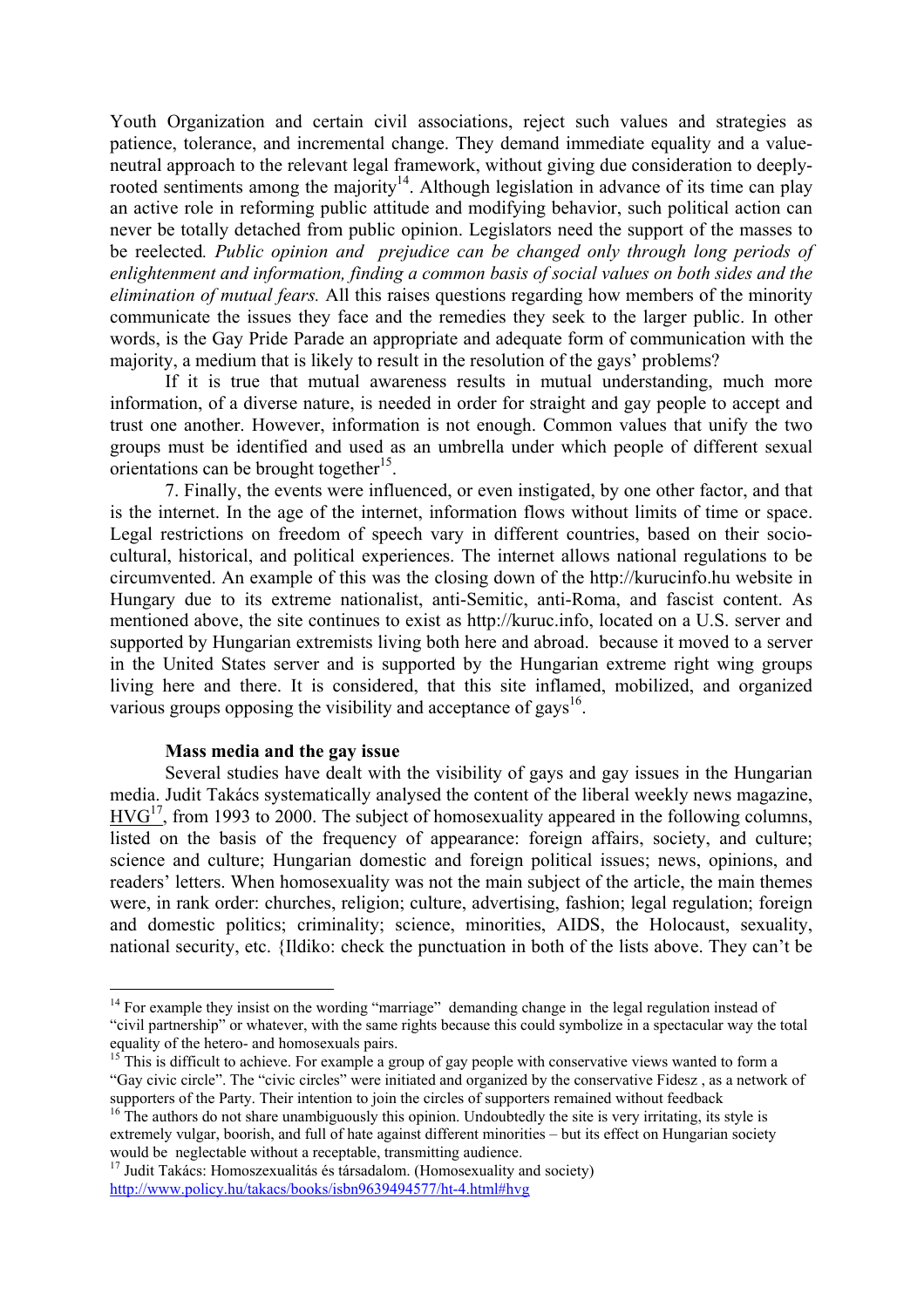Youth Organization and certain civil associations, reject such values and strategies as patience, tolerance, and incremental change. They demand immediate equality and a value-neutral approach to the relevant legal framework, without giving due consideration to deeply-rooted sentiments among the majority[14]. Although legislation in advance of its time can play an active role in reforming public attitude and modifying behavior, such political action can never be totally detached from public opinion. Legislators need the support of the masses to be reelected*. Public opinion and prejudice can be changed only through long periods of enlightenment and information, finding a common basis of social values on both sides and the elimination of mutual fears.* All this raises questions regarding how members of the minority communicate the issues they face and the remedies they seek to the larger public. In other words, is the Gay Pride Parade an appropriate and adequate form of communication with the majority, a medium that is likely to result in the resolution of the gays' problems?

If it is true that mutual awareness results in mutual understanding, much more information, of a diverse nature, is needed in order for straight and gay people to accept and trust one another. However, information is not enough. Common values that unify the two groups must be identified and used as an umbrella under which people of different sexual orientations can be brought together[15].

7. Finally, the events were influenced, or even instigated, by one other factor, and that is the internet. In the age of the internet, information flows without limits of time or space. Legal restrictions on freedom of speech vary in different countries, based on their socio-cultural, historical, and political experiences. The internet allows national regulations to be circumvented. An example of this was the closing down of the http://kurucinfo.hu website in Hungary due to its extreme nationalist, anti-Semitic, anti-Roma, and fascist content. As mentioned above, the site continues to exist as http://kuruc.info, located on a U.S. server and supported by Hungarian extremists living both here and abroad. because it moved to a server in the United States server and is supported by the Hungarian extreme right wing groups living here and there. It is considered, that this site inflamed, mobilized, and organized various groups opposing the visibility and acceptance of gays[16].

**Mass media and the gay issue**

Several studies have dealt with the visibility of gays and gay issues in the Hungarian media. Judit Takács systematically analysed the content of the liberal weekly news magazine, HVG[17], from 1993 to 2000. The subject of homosexuality appeared in the following columns, listed on the basis of the frequency of appearance: foreign affairs, society, and culture; science and culture; Hungarian domestic and foreign political issues; news, opinions, and readers' letters. When homosexuality was not the main subject of the article, the main themes were, in rank order: churches, religion; culture, advertising, fashion; legal regulation; foreign and domestic politics; criminality; science, minorities, AIDS, the Holocaust, sexuality, national security, etc. {Ildiko: check the punctuation in both of the lists above. They can't be

---

[14] For example they insist on the wording "marriage" demanding change in the legal regulation instead of "civil partnership" or whatever, with the same rights because this could symbolize in a spectacular way the total equality of the hetero- and homosexuals pairs.

[15] This is difficult to achieve. For example a group of gay people with conservative views wanted to form a "Gay civic circle". The "civic circles" were initiated and organized by the conservative Fidesz , as a network of supporters of the Party. Their intention to join the circles of supporters remained without feedback

[16] The authors do not share unambiguously this opinion. Undoubtedly the site is very irritating, its style is extremely vulgar, boorish, and full of hate against different minorities – but its effect on Hungarian society would be neglectable without a receptable, transmitting audience.

[17] Judit Takács: Homoszexualitás és társadalom. (Homosexuality and society) http://www.policy.hu/takacs/books/isbn9639494577/ht-4.html#hvg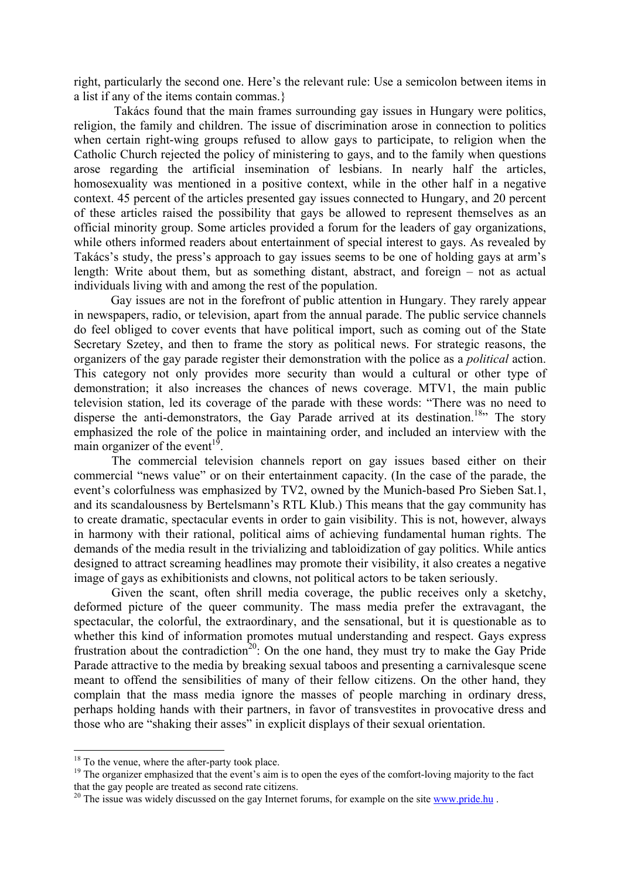right, particularly the second one. Here's the relevant rule: Use a semicolon between items in a list if any of the items contain commas.}

Takács found that the main frames surrounding gay issues in Hungary were politics, religion, the family and children. The issue of discrimination arose in connection to politics when certain right-wing groups refused to allow gays to participate, to religion when the Catholic Church rejected the policy of ministering to gays, and to the family when questions arose regarding the artificial insemination of lesbians. In nearly half the articles, homosexuality was mentioned in a positive context, while in the other half in a negative context. 45 percent of the articles presented gay issues connected to Hungary, and 20 percent of these articles raised the possibility that gays be allowed to represent themselves as an official minority group. Some articles provided a forum for the leaders of gay organizations, while others informed readers about entertainment of special interest to gays. As revealed by Takács's study, the press's approach to gay issues seems to be one of holding gays at arm's length: Write about them, but as something distant, abstract, and foreign – not as actual individuals living with and among the rest of the population.

Gay issues are not in the forefront of public attention in Hungary. They rarely appear in newspapers, radio, or television, apart from the annual parade. The public service channels do feel obliged to cover events that have political import, such as coming out of the State Secretary Szetey, and then to frame the story as political news. For strategic reasons, the organizers of the gay parade register their demonstration with the police as a *political* action. This category not only provides more security than would a cultural or other type of demonstration; it also increases the chances of news coverage. MTV1, the main public television station, led its coverage of the parade with these words: "There was no need to disperse the anti-demonstrators, the Gay Parade arrived at its destination.[18]" The story emphasized the role of the police in maintaining order, and included an interview with the main organizer of the event[19].

The commercial television channels report on gay issues based either on their commercial "news value" or on their entertainment capacity. (In the case of the parade, the event's colorfulness was emphasized by TV2, owned by the Munich-based Pro Sieben Sat.1, and its scandalousness by Bertelsmann's RTL Klub.) This means that the gay community has to create dramatic, spectacular events in order to gain visibility. This is not, however, always in harmony with their rational, political aims of achieving fundamental human rights. The demands of the media result in the trivializing and tabloidization of gay politics. While antics designed to attract screaming headlines may promote their visibility, it also creates a negative image of gays as exhibitionists and clowns, not political actors to be taken seriously.

Given the scant, often shrill media coverage, the public receives only a sketchy, deformed picture of the queer community. The mass media prefer the extravagant, the spectacular, the colorful, the extraordinary, and the sensational, but it is questionable as to whether this kind of information promotes mutual understanding and respect. Gays express frustration about the contradiction[20]: On the one hand, they must try to make the Gay Pride Parade attractive to the media by breaking sexual taboos and presenting a carnivalesque scene meant to offend the sensibilities of many of their fellow citizens. On the other hand, they complain that the mass media ignore the masses of people marching in ordinary dress, perhaps holding hands with their partners, in favor of transvestites in provocative dress and those who are "shaking their asses" in explicit displays of their sexual orientation.

---

[18] To the venue, where the after-party took place.

[19] The organizer emphasized that the event's aim is to open the eyes of the comfort-loving majority to the fact that the gay people are treated as second rate citizens.

[20] The issue was widely discussed on the gay Internet forums, for example on the site www.pride.hu .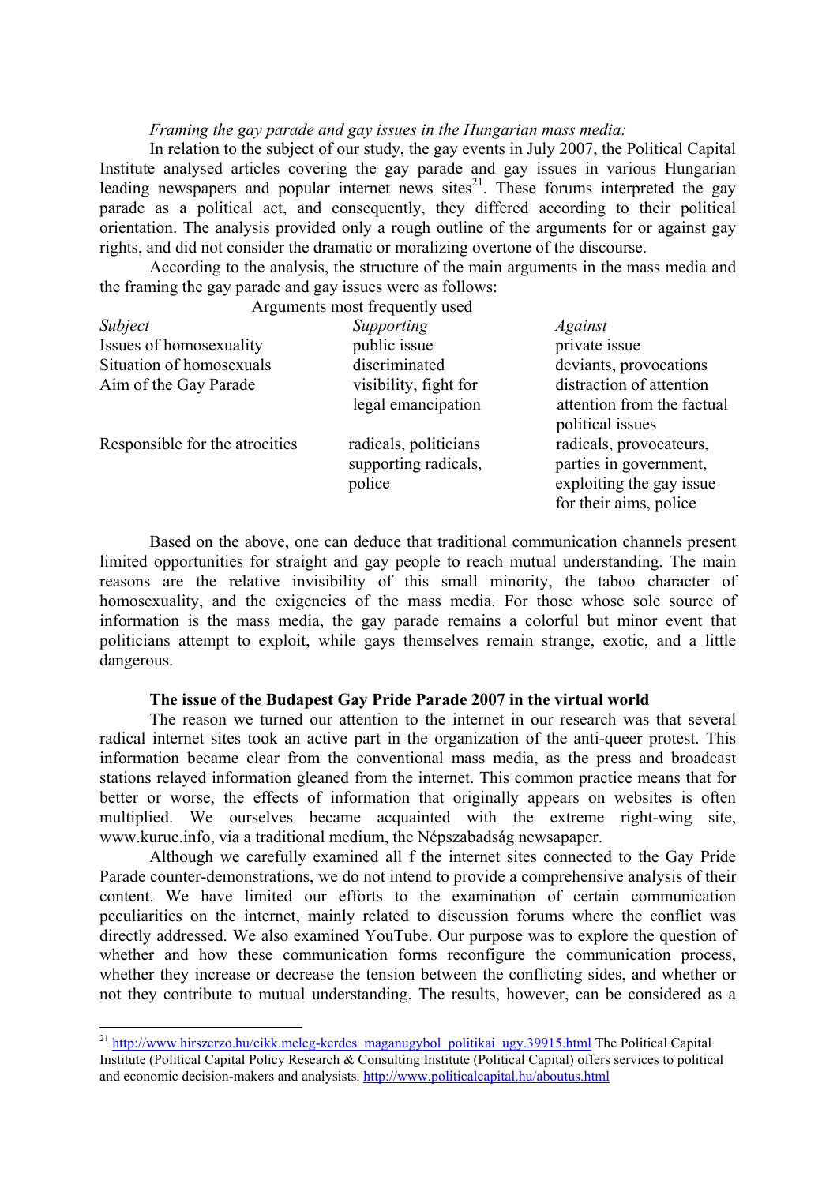*Framing the gay parade and gay issues in the Hungarian mass media:*

In relation to the subject of our study, the gay events in July 2007, the Political Capital Institute analysed articles covering the gay parade and gay issues in various Hungarian leading newspapers and popular internet news sites[21]. These forums interpreted the gay parade as a political act, and consequently, they differed according to their political orientation. The analysis provided only a rough outline of the arguments for or against gay rights, and did not consider the dramatic or moralizing overtone of the discourse.

According to the analysis, the structure of the main arguments in the mass media and the framing the gay parade and gay issues were as follows:

Arguments most frequently used

| *Subject* | *Supporting* | *Against* |
|---|---|---|
| Issues of homosexuality | public issue | private issue |
| Situation of homosexuals | discriminated | deviants, provocations |
| Aim of the Gay Parade | visibility, fight for legal emancipation | distraction of attention attention from the factual political issues |
| Responsible for the atrocities | radicals, politicians supporting radicals, police | radicals, provocateurs, parties in government, exploiting the gay issue for their aims, police |

Based on the above, one can deduce that traditional communication channels present limited opportunities for straight and gay people to reach mutual understanding. The main reasons are the relative invisibility of this small minority, the taboo character of homosexuality, and the exigencies of the mass media. For those whose sole source of information is the mass media, the gay parade remains a colorful but minor event that politicians attempt to exploit, while gays themselves remain strange, exotic, and a little dangerous.

### The issue of the Budapest Gay Pride Parade 2007 in the virtual world

The reason we turned our attention to the internet in our research was that several radical internet sites took an active part in the organization of the anti-queer protest. This information became clear from the conventional mass media, as the press and broadcast stations relayed information gleaned from the internet. This common practice means that for better or worse, the effects of information that originally appears on websites is often multiplied. We ourselves became acquainted with the extreme right-wing site, www.kuruc.info, via a traditional medium, the Népszabadság newsapaper.

Although we carefully examined all f the internet sites connected to the Gay Pride Parade counter-demonstrations, we do not intend to provide a comprehensive analysis of their content. We have limited our efforts to the examination of certain communication peculiarities on the internet, mainly related to discussion forums where the conflict was directly addressed. We also examined YouTube. Our purpose was to explore the question of whether and how these communication forms reconfigure the communication process, whether they increase or decrease the tension between the conflicting sides, and whether or not they contribute to mutual understanding. The results, however, can be considered as a

---

[21] http://www.hirszerzo.hu/cikk.meleg-kerdes_maganugybol_politikai_ugy.39915.html The Political Capital Institute (Political Capital Policy Research & Consulting Institute (Political Capital) offers services to political and economic decision-makers and analysists. http://www.politicalcapital.hu/aboutus.html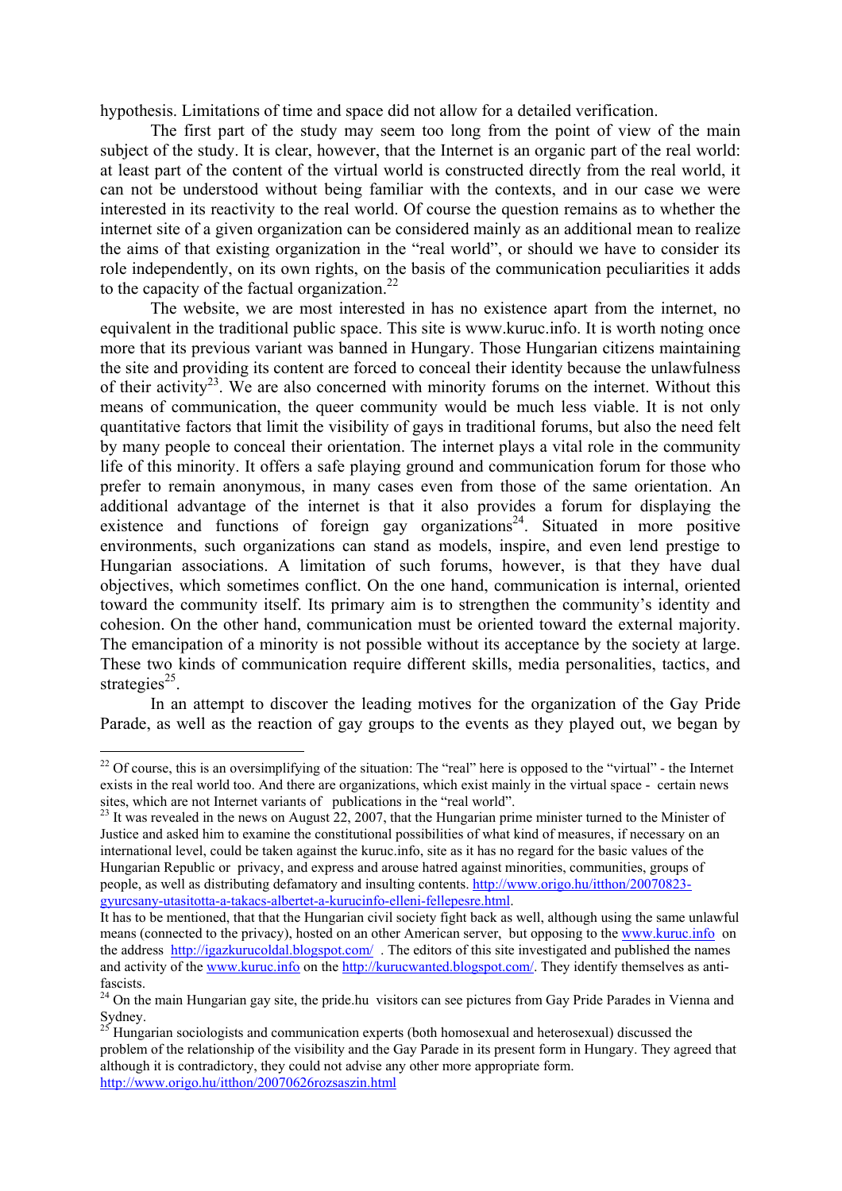hypothesis. Limitations of time and space did not allow for a detailed verification.

The first part of the study may seem too long from the point of view of the main subject of the study. It is clear, however, that the Internet is an organic part of the real world: at least part of the content of the virtual world is constructed directly from the real world, it can not be understood without being familiar with the contexts, and in our case we were interested in its reactivity to the real world. Of course the question remains as to whether the internet site of a given organization can be considered mainly as an additional mean to realize the aims of that existing organization in the "real world", or should we have to consider its role independently, on its own rights, on the basis of the communication peculiarities it adds to the capacity of the factual organization.[22]

The website, we are most interested in has no existence apart from the internet, no equivalent in the traditional public space. This site is www.kuruc.info. It is worth noting once more that its previous variant was banned in Hungary. Those Hungarian citizens maintaining the site and providing its content are forced to conceal their identity because the unlawfulness of their activity[23]. We are also concerned with minority forums on the internet. Without this means of communication, the queer community would be much less viable. It is not only quantitative factors that limit the visibility of gays in traditional forums, but also the need felt by many people to conceal their orientation. The internet plays a vital role in the community life of this minority. It offers a safe playing ground and communication forum for those who prefer to remain anonymous, in many cases even from those of the same orientation. An additional advantage of the internet is that it also provides a forum for displaying the existence and functions of foreign gay organizations[24]. Situated in more positive environments, such organizations can stand as models, inspire, and even lend prestige to Hungarian associations. A limitation of such forums, however, is that they have dual objectives, which sometimes conflict. On the one hand, communication is internal, oriented toward the community itself. Its primary aim is to strengthen the community's identity and cohesion. On the other hand, communication must be oriented toward the external majority. The emancipation of a minority is not possible without its acceptance by the society at large. These two kinds of communication require different skills, media personalities, tactics, and strategies[25].

In an attempt to discover the leading motives for the organization of the Gay Pride Parade, as well as the reaction of gay groups to the events as they played out, we began by

---

[22] Of course, this is an oversimplifying of the situation: The "real" here is opposed to the "virtual" - the Internet exists in the real world too. And there are organizations, which exist mainly in the virtual space - certain news sites, which are not Internet variants of publications in the "real world".

[23] It was revealed in the news on August 22, 2007, that the Hungarian prime minister turned to the Minister of Justice and asked him to examine the constitutional possibilities of what kind of measures, if necessary on an international level, could be taken against the kuruc.info, site as it has no regard for the basic values of the Hungarian Republic or privacy, and express and arouse hatred against minorities, communities, groups of people, as well as distributing defamatory and insulting contents. http://www.origo.hu/itthon/20070823-gyurcsany-utasitotta-a-takacs-albertet-a-kurucinfo-elleni-fellepesre.html.
It has to be mentioned, that that the Hungarian civil society fight back as well, although using the same unlawful means (connected to the privacy), hosted on an other American server, but opposing to the www.kuruc.info on the address http://igazkurucoldal.blogspot.com/ . The editors of this site investigated and published the names and activity of the www.kuruc.info on the http://kurucwanted.blogspot.com/. They identify themselves as anti-fascists.

[24] On the main Hungarian gay site, the pride.hu visitors can see pictures from Gay Pride Parades in Vienna and Sydney.

[25] Hungarian sociologists and communication experts (both homosexual and heterosexual) discussed the problem of the relationship of the visibility and the Gay Parade in its present form in Hungary. They agreed that although it is contradictory, they could not advise any other more appropriate form. http://www.origo.hu/itthon/20070626rozsaszin.html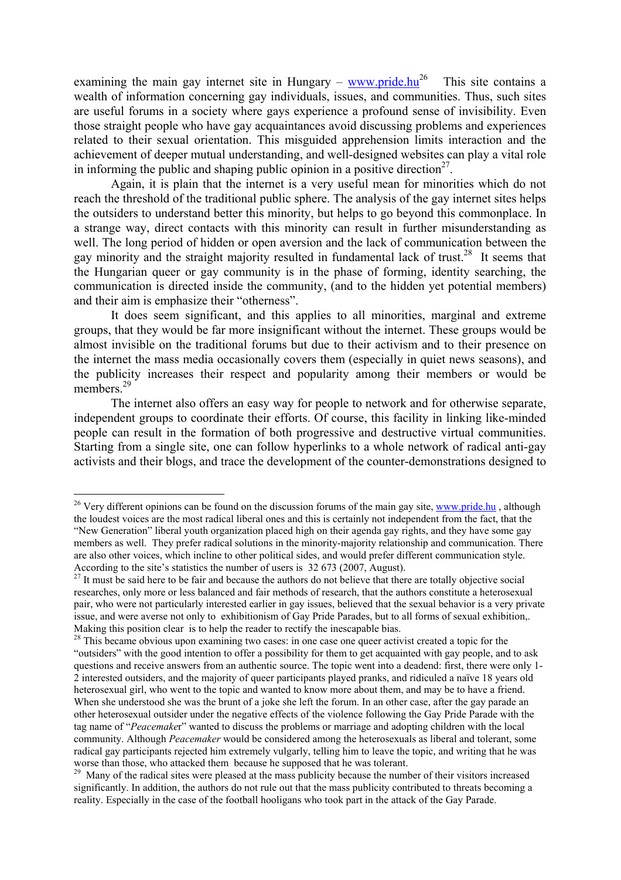examining the main gay internet site in Hungary – [www.pride.hu](http://www.pride.hu)[26] This site contains a wealth of information concerning gay individuals, issues, and communities. Thus, such sites are useful forums in a society where gays experience a profound sense of invisibility. Even those straight people who have gay acquaintances avoid discussing problems and experiences related to their sexual orientation. This misguided apprehension limits interaction and the achievement of deeper mutual understanding, and well-designed websites can play a vital role in informing the public and shaping public opinion in a positive direction[27].

Again, it is plain that the internet is a very useful mean for minorities which do not reach the threshold of the traditional public sphere. The analysis of the gay internet sites helps the outsiders to understand better this minority, but helps to go beyond this commonplace. In a strange way, direct contacts with this minority can result in further misunderstanding as well. The long period of hidden or open aversion and the lack of communication between the gay minority and the straight majority resulted in fundamental lack of trust.[28] It seems that the Hungarian queer or gay community is in the phase of forming, identity searching, the communication is directed inside the community, (and to the hidden yet potential members) and their aim is emphasize their "otherness".

It does seem significant, and this applies to all minorities, marginal and extreme groups, that they would be far more insignificant without the internet. These groups would be almost invisible on the traditional forums but due to their activism and to their presence on the internet the mass media occasionally covers them (especially in quiet news seasons), and the publicity increases their respect and popularity among their members or would be members.[29]

The internet also offers an easy way for people to network and for otherwise separate, independent groups to coordinate their efforts. Of course, this facility in linking like-minded people can result in the formation of both progressive and destructive virtual communities. Starting from a single site, one can follow hyperlinks to a whole network of radical anti-gay activists and their blogs, and trace the development of the counter-demonstrations designed to

---

[26] Very different opinions can be found on the discussion forums of the main gay site, [www.pride.hu](http://www.pride.hu) , although the loudest voices are the most radical liberal ones and this is certainly not independent from the fact, that the "New Generation" liberal youth organization placed high on their agenda gay rights, and they have some gay members as well. They prefer radical solutions in the minority-majority relationship and communication. There are also other voices, which incline to other political sides, and would prefer different communication style. According to the site's statistics the number of users is 32 673 (2007, August).

[27] It must be said here to be fair and because the authors do not believe that there are totally objective social researches, only more or less balanced and fair methods of research, that the authors constitute a heterosexual pair, who were not particularly interested earlier in gay issues, believed that the sexual behavior is a very private issue, and were averse not only to exhibitionism of Gay Pride Parades, but to all forms of sexual exhibition,. Making this position clear is to help the reader to rectify the inescapable bias.

[28] This became obvious upon examining two cases: in one case one queer activist created a topic for the "outsiders" with the good intention to offer a possibility for them to get acquainted with gay people, and to ask questions and receive answers from an authentic source. The topic went into a deadend: first, there were only 1-2 interested outsiders, and the majority of queer participants played pranks, and ridiculed a naïve 18 years old heterosexual girl, who went to the topic and wanted to know more about them, and may be to have a friend. When she understood she was the brunt of a joke she left the forum. In an other case, after the gay parade an other heterosexual outsider under the negative effects of the violence following the Gay Pride Parade with the tag name of "*Peacemaker*" wanted to discuss the problems or marriage and adopting children with the local community. Although *Peacemaker* would be considered among the heterosexuals as liberal and tolerant, some radical gay participants rejected him extremely vulgarly, telling him to leave the topic, and writing that he was worse than those, who attacked them because he supposed that he was tolerant.

[29] Many of the radical sites were pleased at the mass publicity because the number of their visitors increased significantly. In addition, the authors do not rule out that the mass publicity contributed to threats becoming a reality. Especially in the case of the football hooligans who took part in the attack of the Gay Parade.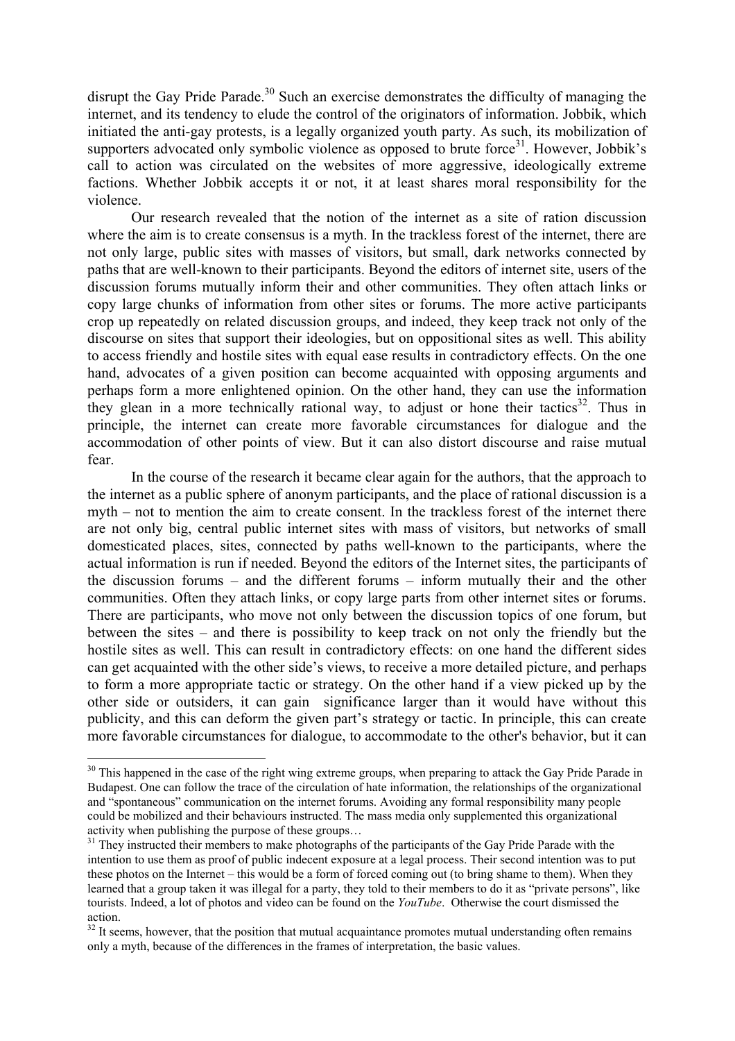disrupt the Gay Pride Parade.[30] Such an exercise demonstrates the difficulty of managing the internet, and its tendency to elude the control of the originators of information. Jobbik, which initiated the anti-gay protests, is a legally organized youth party. As such, its mobilization of supporters advocated only symbolic violence as opposed to brute force[31]. However, Jobbik's call to action was circulated on the websites of more aggressive, ideologically extreme factions. Whether Jobbik accepts it or not, it at least shares moral responsibility for the violence.

Our research revealed that the notion of the internet as a site of ration discussion where the aim is to create consensus is a myth. In the trackless forest of the internet, there are not only large, public sites with masses of visitors, but small, dark networks connected by paths that are well-known to their participants. Beyond the editors of internet site, users of the discussion forums mutually inform their and other communities. They often attach links or copy large chunks of information from other sites or forums. The more active participants crop up repeatedly on related discussion groups, and indeed, they keep track not only of the discourse on sites that support their ideologies, but on oppositional sites as well. This ability to access friendly and hostile sites with equal ease results in contradictory effects. On the one hand, advocates of a given position can become acquainted with opposing arguments and perhaps form a more enlightened opinion. On the other hand, they can use the information they glean in a more technically rational way, to adjust or hone their tactics[32]. Thus in principle, the internet can create more favorable circumstances for dialogue and the accommodation of other points of view. But it can also distort discourse and raise mutual fear.

In the course of the research it became clear again for the authors, that the approach to the internet as a public sphere of anonym participants, and the place of rational discussion is a myth – not to mention the aim to create consent. In the trackless forest of the internet there are not only big, central public internet sites with mass of visitors, but networks of small domesticated places, sites, connected by paths well-known to the participants, where the actual information is run if needed. Beyond the editors of the Internet sites, the participants of the discussion forums – and the different forums – inform mutually their and the other communities. Often they attach links, or copy large parts from other internet sites or forums. There are participants, who move not only between the discussion topics of one forum, but between the sites – and there is possibility to keep track on not only the friendly but the hostile sites as well. This can result in contradictory effects: on one hand the different sides can get acquainted with the other side's views, to receive a more detailed picture, and perhaps to form a more appropriate tactic or strategy. On the other hand if a view picked up by the other side or outsiders, it can gain significance larger than it would have without this publicity, and this can deform the given part's strategy or tactic. In principle, this can create more favorable circumstances for dialogue, to accommodate to the other's behavior, but it can

---

[30] This happened in the case of the right wing extreme groups, when preparing to attack the Gay Pride Parade in Budapest. One can follow the trace of the circulation of hate information, the relationships of the organizational and "spontaneous" communication on the internet forums. Avoiding any formal responsibility many people could be mobilized and their behaviours instructed. The mass media only supplemented this organizational activity when publishing the purpose of these groups…

[31] They instructed their members to make photographs of the participants of the Gay Pride Parade with the intention to use them as proof of public indecent exposure at a legal process. Their second intention was to put these photos on the Internet – this would be a form of forced coming out (to bring shame to them). When they learned that a group taken it was illegal for a party, they told to their members to do it as "private persons", like tourists. Indeed, a lot of photos and video can be found on the *YouTube*. Otherwise the court dismissed the action.

[32] It seems, however, that the position that mutual acquaintance promotes mutual understanding often remains only a myth, because of the differences in the frames of interpretation, the basic values.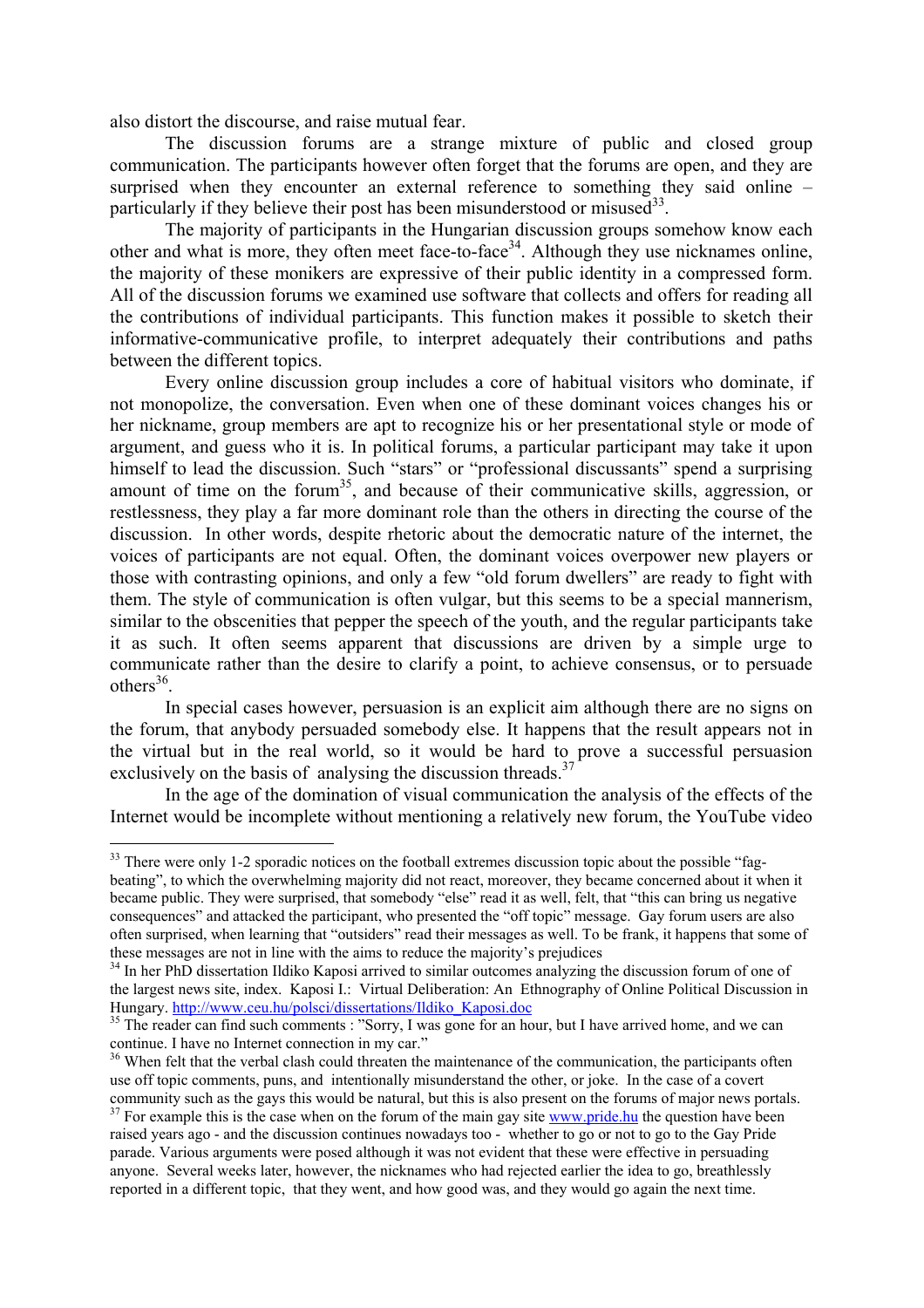also distort the discourse, and raise mutual fear.

The discussion forums are a strange mixture of public and closed group communication. The participants however often forget that the forums are open, and they are surprised when they encounter an external reference to something they said online – particularly if they believe their post has been misunderstood or misused[33].

The majority of participants in the Hungarian discussion groups somehow know each other and what is more, they often meet face-to-face[34]. Although they use nicknames online, the majority of these monikers are expressive of their public identity in a compressed form. All of the discussion forums we examined use software that collects and offers for reading all the contributions of individual participants. This function makes it possible to sketch their informative-communicative profile, to interpret adequately their contributions and paths between the different topics.

Every online discussion group includes a core of habitual visitors who dominate, if not monopolize, the conversation. Even when one of these dominant voices changes his or her nickname, group members are apt to recognize his or her presentational style or mode of argument, and guess who it is. In political forums, a particular participant may take it upon himself to lead the discussion. Such "stars" or "professional discussants" spend a surprising amount of time on the forum[35], and because of their communicative skills, aggression, or restlessness, they play a far more dominant role than the others in directing the course of the discussion. In other words, despite rhetoric about the democratic nature of the internet, the voices of participants are not equal. Often, the dominant voices overpower new players or those with contrasting opinions, and only a few "old forum dwellers" are ready to fight with them. The style of communication is often vulgar, but this seems to be a special mannerism, similar to the obscenities that pepper the speech of the youth, and the regular participants take it as such. It often seems apparent that discussions are driven by a simple urge to communicate rather than the desire to clarify a point, to achieve consensus, or to persuade others[36].

In special cases however, persuasion is an explicit aim although there are no signs on the forum, that anybody persuaded somebody else. It happens that the result appears not in the virtual but in the real world, so it would be hard to prove a successful persuasion exclusively on the basis of analysing the discussion threads.[37]

In the age of the domination of visual communication the analysis of the effects of the Internet would be incomplete without mentioning a relatively new forum, the YouTube video

---

[33] There were only 1-2 sporadic notices on the football extremes discussion topic about the possible "fag-beating", to which the overwhelming majority did not react, moreover, they became concerned about it when it became public. They were surprised, that somebody "else" read it as well, felt, that "this can bring us negative consequences" and attacked the participant, who presented the "off topic" message. Gay forum users are also often surprised, when learning that "outsiders" read their messages as well. To be frank, it happens that some of these messages are not in line with the aims to reduce the majority's prejudices

[34] In her PhD dissertation Ildiko Kaposi arrived to similar outcomes analyzing the discussion forum of one of the largest news site, index. Kaposi I.: Virtual Deliberation: An Ethnography of Online Political Discussion in Hungary. http://www.ceu.hu/polsci/dissertations/Ildiko_Kaposi.doc

[35] The reader can find such comments : "Sorry, I was gone for an hour, but I have arrived home, and we can continue. I have no Internet connection in my car."

[36] When felt that the verbal clash could threaten the maintenance of the communication, the participants often use off topic comments, puns, and intentionally misunderstand the other, or joke. In the case of a covert community such as the gays this would be natural, but this is also present on the forums of major news portals.

[37] For example this is the case when on the forum of the main gay site www.pride.hu the question have been raised years ago - and the discussion continues nowadays too - whether to go or not to go to the Gay Pride parade. Various arguments were posed although it was not evident that these were effective in persuading anyone. Several weeks later, however, the nicknames who had rejected earlier the idea to go, breathlessly reported in a different topic, that they went, and how good was, and they would go again the next time.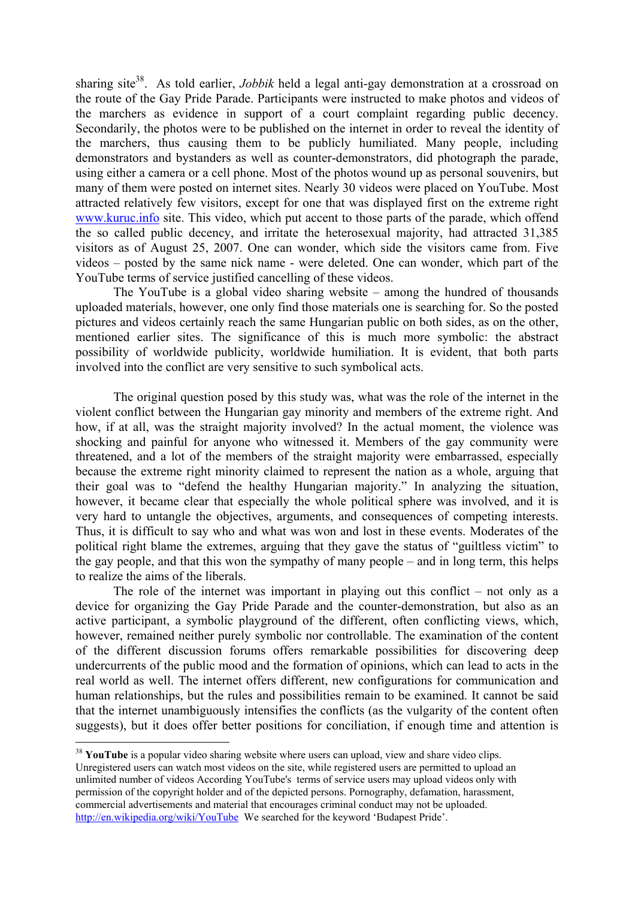sharing site[38]. As told earlier, *Jobbik* held a legal anti-gay demonstration at a crossroad on the route of the Gay Pride Parade. Participants were instructed to make photos and videos of the marchers as evidence in support of a court complaint regarding public decency. Secondarily, the photos were to be published on the internet in order to reveal the identity of the marchers, thus causing them to be publicly humiliated. Many people, including demonstrators and bystanders as well as counter-demonstrators, did photograph the parade, using either a camera or a cell phone. Most of the photos wound up as personal souvenirs, but many of them were posted on internet sites. Nearly 30 videos were placed on YouTube. Most attracted relatively few visitors, except for one that was displayed first on the extreme right www.kuruc.info site. This video, which put accent to those parts of the parade, which offend the so called public decency, and irritate the heterosexual majority, had attracted 31,385 visitors as of August 25, 2007. One can wonder, which side the visitors came from. Five videos – posted by the same nick name - were deleted. One can wonder, which part of the YouTube terms of service justified cancelling of these videos.

The YouTube is a global video sharing website – among the hundred of thousands uploaded materials, however, one only find those materials one is searching for. So the posted pictures and videos certainly reach the same Hungarian public on both sides, as on the other, mentioned earlier sites. The significance of this is much more symbolic: the abstract possibility of worldwide publicity, worldwide humiliation. It is evident, that both parts involved into the conflict are very sensitive to such symbolical acts.

The original question posed by this study was, what was the role of the internet in the violent conflict between the Hungarian gay minority and members of the extreme right. And how, if at all, was the straight majority involved? In the actual moment, the violence was shocking and painful for anyone who witnessed it. Members of the gay community were threatened, and a lot of the members of the straight majority were embarrassed, especially because the extreme right minority claimed to represent the nation as a whole, arguing that their goal was to "defend the healthy Hungarian majority." In analyzing the situation, however, it became clear that especially the whole political sphere was involved, and it is very hard to untangle the objectives, arguments, and consequences of competing interests. Thus, it is difficult to say who and what was won and lost in these events. Moderates of the political right blame the extremes, arguing that they gave the status of "guiltless victim" to the gay people, and that this won the sympathy of many people – and in long term, this helps to realize the aims of the liberals.

The role of the internet was important in playing out this conflict – not only as a device for organizing the Gay Pride Parade and the counter-demonstration, but also as an active participant, a symbolic playground of the different, often conflicting views, which, however, remained neither purely symbolic nor controllable. The examination of the content of the different discussion forums offers remarkable possibilities for discovering deep undercurrents of the public mood and the formation of opinions, which can lead to acts in the real world as well. The internet offers different, new configurations for communication and human relationships, but the rules and possibilities remain to be examined. It cannot be said that the internet unambiguously intensifies the conflicts (as the vulgarity of the content often suggests), but it does offer better positions for conciliation, if enough time and attention is

---

[38] **YouTube** is a popular video sharing website where users can upload, view and share video clips. Unregistered users can watch most videos on the site, while registered users are permitted to upload an unlimited number of videos According YouTube's terms of service users may upload videos only with permission of the copyright holder and of the depicted persons. Pornography, defamation, harassment, commercial advertisements and material that encourages criminal conduct may not be uploaded. http://en.wikipedia.org/wiki/YouTube We searched for the keyword 'Budapest Pride'.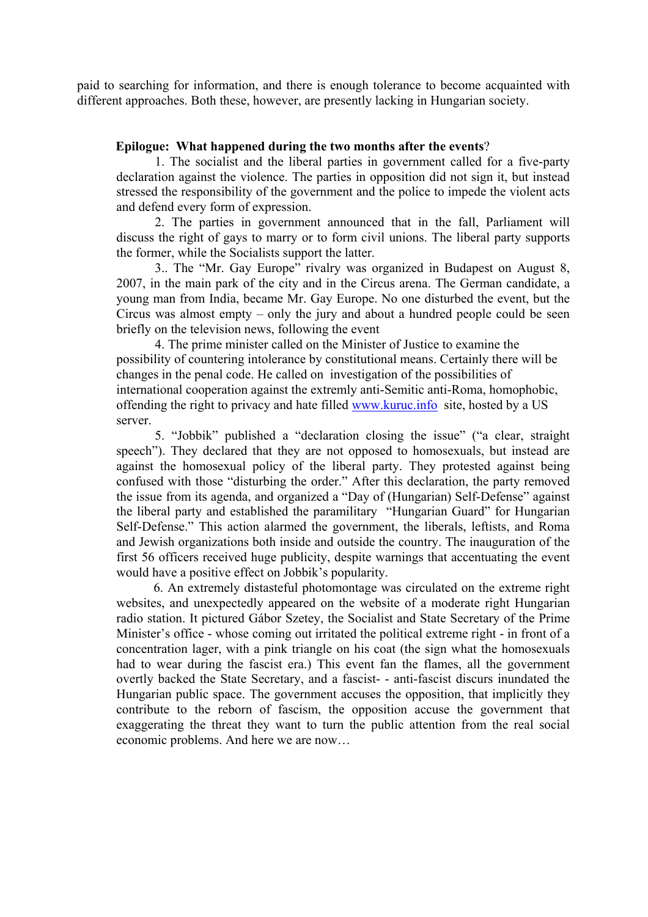paid to searching for information, and there is enough tolerance to become acquainted with different approaches. Both these, however, are presently lacking in Hungarian society.

**Epilogue: What happened during the two months after the events**?

1. The socialist and the liberal parties in government called for a five-party declaration against the violence. The parties in opposition did not sign it, but instead stressed the responsibility of the government and the police to impede the violent acts and defend every form of expression.

2. The parties in government announced that in the fall, Parliament will discuss the right of gays to marry or to form civil unions. The liberal party supports the former, while the Socialists support the latter.

3.. The "Mr. Gay Europe" rivalry was organized in Budapest on August 8, 2007, in the main park of the city and in the Circus arena. The German candidate, a young man from India, became Mr. Gay Europe. No one disturbed the event, but the Circus was almost empty – only the jury and about a hundred people could be seen briefly on the television news, following the event

4. The prime minister called on the Minister of Justice to examine the possibility of countering intolerance by constitutional means. Certainly there will be changes in the penal code. He called on investigation of the possibilities of international cooperation against the extremly anti-Semitic anti-Roma, homophobic, offending the right to privacy and hate filled www.kuruc.info site, hosted by a US server.

5. "Jobbik" published a "declaration closing the issue" ("a clear, straight speech"). They declared that they are not opposed to homosexuals, but instead are against the homosexual policy of the liberal party. They protested against being confused with those "disturbing the order." After this declaration, the party removed the issue from its agenda, and organized a "Day of (Hungarian) Self-Defense" against the liberal party and established the paramilitary "Hungarian Guard" for Hungarian Self-Defense." This action alarmed the government, the liberals, leftists, and Roma and Jewish organizations both inside and outside the country. The inauguration of the first 56 officers received huge publicity, despite warnings that accentuating the event would have a positive effect on Jobbik's popularity.

6. An extremely distasteful photomontage was circulated on the extreme right websites, and unexpectedly appeared on the website of a moderate right Hungarian radio station. It pictured Gábor Szetey, the Socialist and State Secretary of the Prime Minister's office - whose coming out irritated the political extreme right - in front of a concentration lager, with a pink triangle on his coat (the sign what the homosexuals had to wear during the fascist era.) This event fan the flames, all the government overtly backed the State Secretary, and a fascist- - anti-fascist discurs inundated the Hungarian public space. The government accuses the opposition, that implicitly they contribute to the reborn of fascism, the opposition accuse the government that exaggerating the threat they want to turn the public attention from the real social economic problems. And here we are now…